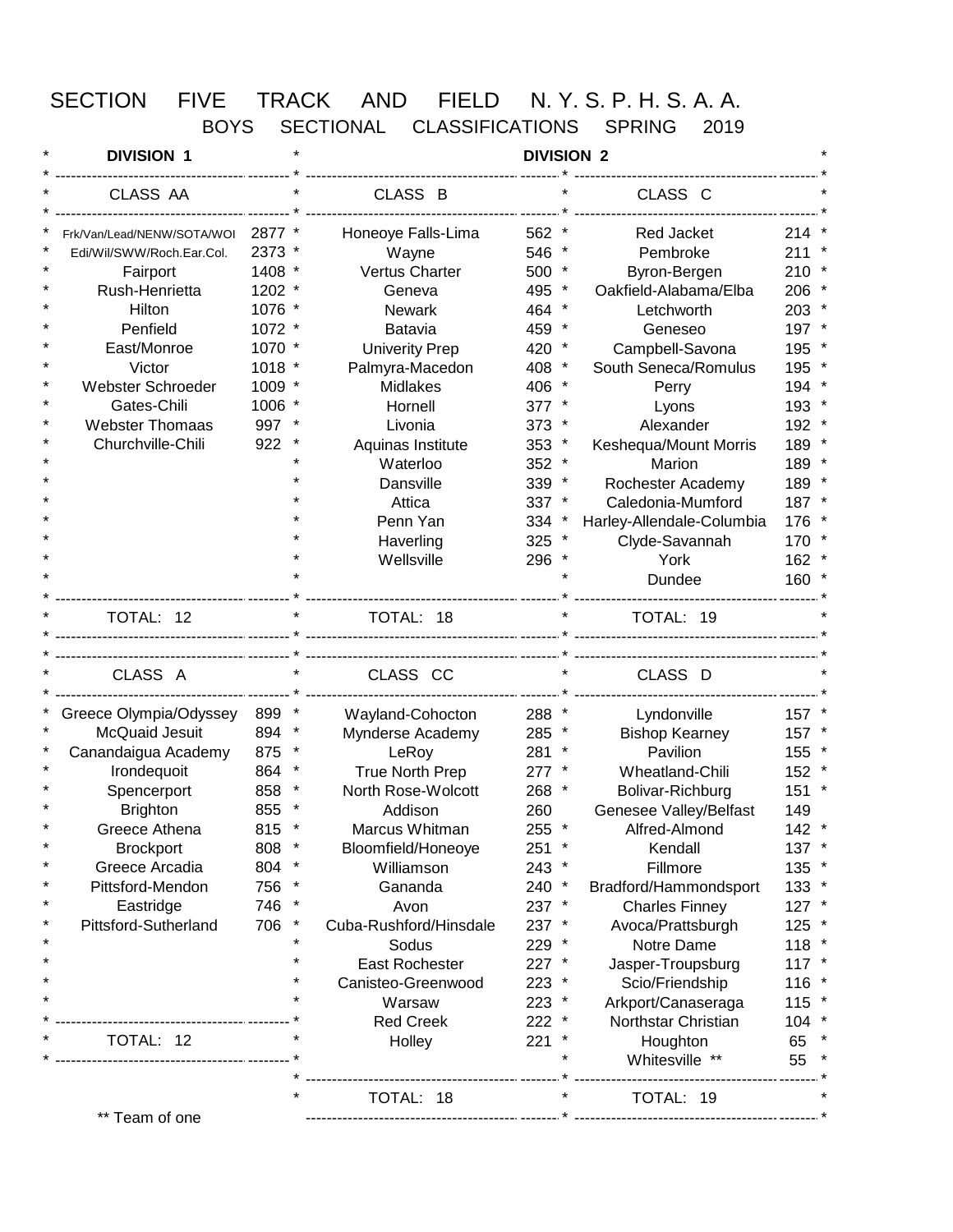# SECTION FIVE TRACK AND FIELD N. Y. S. P. H. S. A. A.

## BOYS SECTIONAL CLASSIFICATIONS SPRING 2019

### DIVISION 1

**CLASS AA**

| | |
|---|---|
| Frk/Van/Lead/NENW/SOTA/WOI | 2877 |
| Edi/Wil/SWW/Roch.Ear.Col. | 2373 |
| Fairport | 1408 |
| Rush-Henrietta | 1202 |
| Hilton | 1076 |
| Penfield | 1072 |
| East/Monroe | 1070 |
| Victor | 1018 |
| Webster Schroeder | 1009 |
| Gates-Chili | 1006 |
| Webster Thomaas | 997 |
| Churchville-Chili | 922 |

TOTAL: 12

**CLASS A**

| | |
|---|---|
| Greece Olympia/Odyssey | 899 |
| McQuaid Jesuit | 894 |
| Canandaigua Academy | 875 |
| Irondequoit | 864 |
| Spencerport | 858 |
| Brighton | 855 |
| Greece Athena | 815 |
| Brockport | 808 |
| Greece Arcadia | 804 |
| Pittsford-Mendon | 756 |
| Eastridge | 746 |
| Pittsford-Sutherland | 706 |

TOTAL: 12

### DIVISION 2

**CLASS B**

| | |
|---|---|
| Honeoye Falls-Lima | 562 |
| Wayne | 546 |
| Vertus Charter | 500 |
| Geneva | 495 |
| Newark | 464 |
| Batavia | 459 |
| Univerity Prep | 420 |
| Palmyra-Macedon | 408 |
| Midlakes | 406 |
| Hornell | 377 |
| Livonia | 373 |
| Aquinas Institute | 353 |
| Waterloo | 352 |
| Dansville | 339 |
| Attica | 337 |
| Penn Yan | 334 |
| Haverling | 325 |
| Wellsville | 296 |

TOTAL: 18

**CLASS C**

| | |
|---|---|
| Red Jacket | 214 |
| Pembroke | 211 |
| Byron-Bergen | 210 |
| Oakfield-Alabama/Elba | 206 |
| Letchworth | 203 |
| Geneseo | 197 |
| Campbell-Savona | 195 |
| South Seneca/Romulus | 195 |
| Perry | 194 |
| Lyons | 193 |
| Alexander | 192 |
| Keshequa/Mount Morris | 189 |
| Marion | 189 |
| Rochester Academy | 189 |
| Caledonia-Mumford | 187 |
| Harley-Allendale-Columbia | 176 |
| Clyde-Savannah | 170 |
| York | 162 |
| Dundee | 160 |

TOTAL: 19

**CLASS CC**

| | |
|---|---|
| Wayland-Cohocton | 288 |
| Mynderse Academy | 285 |
| LeRoy | 281 |
| True North Prep | 277 |
| North Rose-Wolcott | 268 |
| Addison | 260 |
| Marcus Whitman | 255 |
| Bloomfield/Honeoye | 251 |
| Williamson | 243 |
| Gananda | 240 |
| Avon | 237 |
| Cuba-Rushford/Hinsdale | 237 |
| Sodus | 229 |
| East Rochester | 227 |
| Canisteo-Greenwood | 223 |
| Warsaw | 223 |
| Red Creek | 222 |
| Holley | 221 |

TOTAL: 18

**CLASS D**

| | |
|---|---|
| Lyndonville | 157 |
| Bishop Kearney | 157 |
| Pavilion | 155 |
| Wheatland-Chili | 152 |
| Bolivar-Richburg | 151 |
| Genesee Valley/Belfast | 149 |
| Alfred-Almond | 142 |
| Kendall | 137 |
| Fillmore | 135 |
| Bradford/Hammondsport | 133 |
| Charles Finney | 127 |
| Avoca/Prattsburgh | 125 |
| Notre Dame | 118 |
| Jasper-Troupsburg | 117 |
| Scio/Friendship | 116 |
| Arkport/Canaseraga | 115 |
| Northstar Christian | 104 |
| Houghton | 65 |
| Whitesville ** | 55 |

TOTAL: 19

** Team of one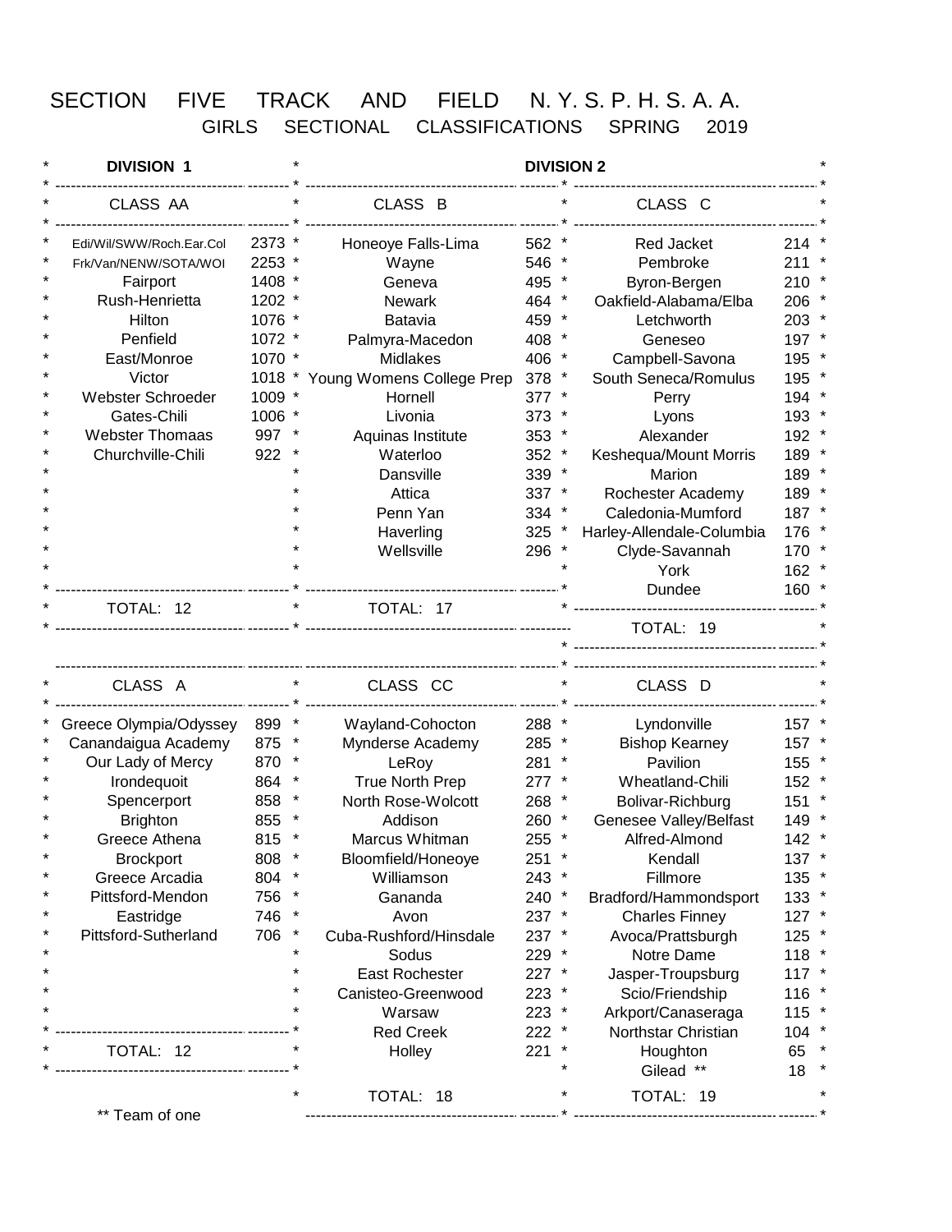# SECTION FIVE TRACK AND FIELD N. Y. S. P. H. S. A. A.

## GIRLS SECTIONAL CLASSIFICATIONS SPRING 2019

**DIVISION 1**

| CLASS AA | |
|---|---|
| Edi/Wil/SWW/Roch.Ear.Col | 2373 |
| Frk/Van/NENW/SOTA/WOI | 2253 |
| Fairport | 1408 |
| Rush-Henrietta | 1202 |
| Hilton | 1076 |
| Penfield | 1072 |
| East/Monroe | 1070 |
| Victor | 1018 |
| Webster Schroeder | 1009 |
| Gates-Chili | 1006 |
| Webster Thomaas | 997 |
| Churchville-Chili | 922 |
| TOTAL: 12 | |

| CLASS A | |
|---|---|
| Greece Olympia/Odyssey | 899 |
| Canandaigua Academy | 875 |
| Our Lady of Mercy | 870 |
| Irondequoit | 864 |
| Spencerport | 858 |
| Brighton | 855 |
| Greece Athena | 815 |
| Brockport | 808 |
| Greece Arcadia | 804 |
| Pittsford-Mendon | 756 |
| Eastridge | 746 |
| Pittsford-Sutherland | 706 |
| TOTAL: 12 | |

** Team of one

**DIVISION 2**

| CLASS B | |
|---|---|
| Honeoye Falls-Lima | 562 |
| Wayne | 546 |
| Geneva | 495 |
| Newark | 464 |
| Batavia | 459 |
| Palmyra-Macedon | 408 |
| Midlakes | 406 |
| Young Womens College Prep | 378 |
| Hornell | 377 |
| Livonia | 373 |
| Aquinas Institute | 353 |
| Waterloo | 352 |
| Dansville | 339 |
| Attica | 337 |
| Penn Yan | 334 |
| Haverling | 325 |
| Wellsville | 296 |
| TOTAL: 17 | |

| CLASS C | |
|---|---|
| Red Jacket | 214 |
| Pembroke | 211 |
| Byron-Bergen | 210 |
| Oakfield-Alabama/Elba | 206 |
| Letchworth | 203 |
| Geneseo | 197 |
| Campbell-Savona | 195 |
| South Seneca/Romulus | 195 |
| Perry | 194 |
| Lyons | 193 |
| Alexander | 192 |
| Keshequa/Mount Morris | 189 |
| Marion | 189 |
| Rochester Academy | 189 |
| Caledonia-Mumford | 187 |
| Harley-Allendale-Columbia | 176 |
| Clyde-Savannah | 170 |
| York | 162 |
| Dundee | 160 |
| TOTAL: 19 | |

| CLASS CC | |
|---|---|
| Wayland-Cohocton | 288 |
| Mynderse Academy | 285 |
| LeRoy | 281 |
| True North Prep | 277 |
| North Rose-Wolcott | 268 |
| Addison | 260 |
| Marcus Whitman | 255 |
| Bloomfield/Honeoye | 251 |
| Williamson | 243 |
| Gananda | 240 |
| Avon | 237 |
| Cuba-Rushford/Hinsdale | 237 |
| Sodus | 229 |
| East Rochester | 227 |
| Canisteo-Greenwood | 223 |
| Warsaw | 223 |
| Red Creek | 222 |
| Holley | 221 |
| TOTAL: 18 | |

| CLASS D | |
|---|---|
| Lyndonville | 157 |
| Bishop Kearney | 157 |
| Pavilion | 155 |
| Wheatland-Chili | 152 |
| Bolivar-Richburg | 151 |
| Genesee Valley/Belfast | 149 |
| Alfred-Almond | 142 |
| Kendall | 137 |
| Fillmore | 135 |
| Bradford/Hammondsport | 133 |
| Charles Finney | 127 |
| Avoca/Prattsburgh | 125 |
| Notre Dame | 118 |
| Jasper-Troupsburg | 117 |
| Scio/Friendship | 116 |
| Arkport/Canaseraga | 115 |
| Northstar Christian | 104 |
| Houghton | 65 |
| Gilead ** | 18 |
| TOTAL: 19 | |